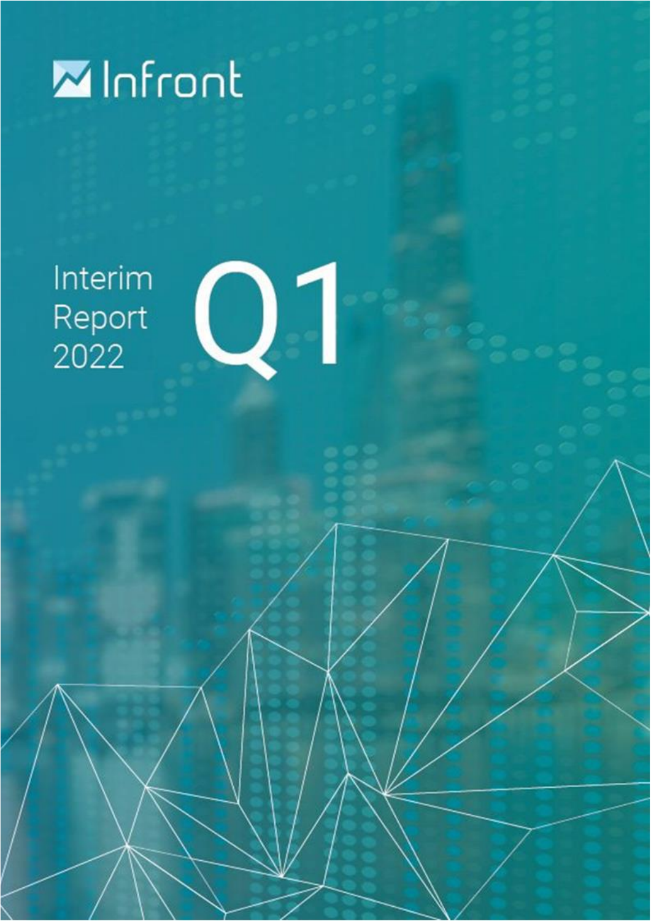Infront

# Interim Report 2022 Q1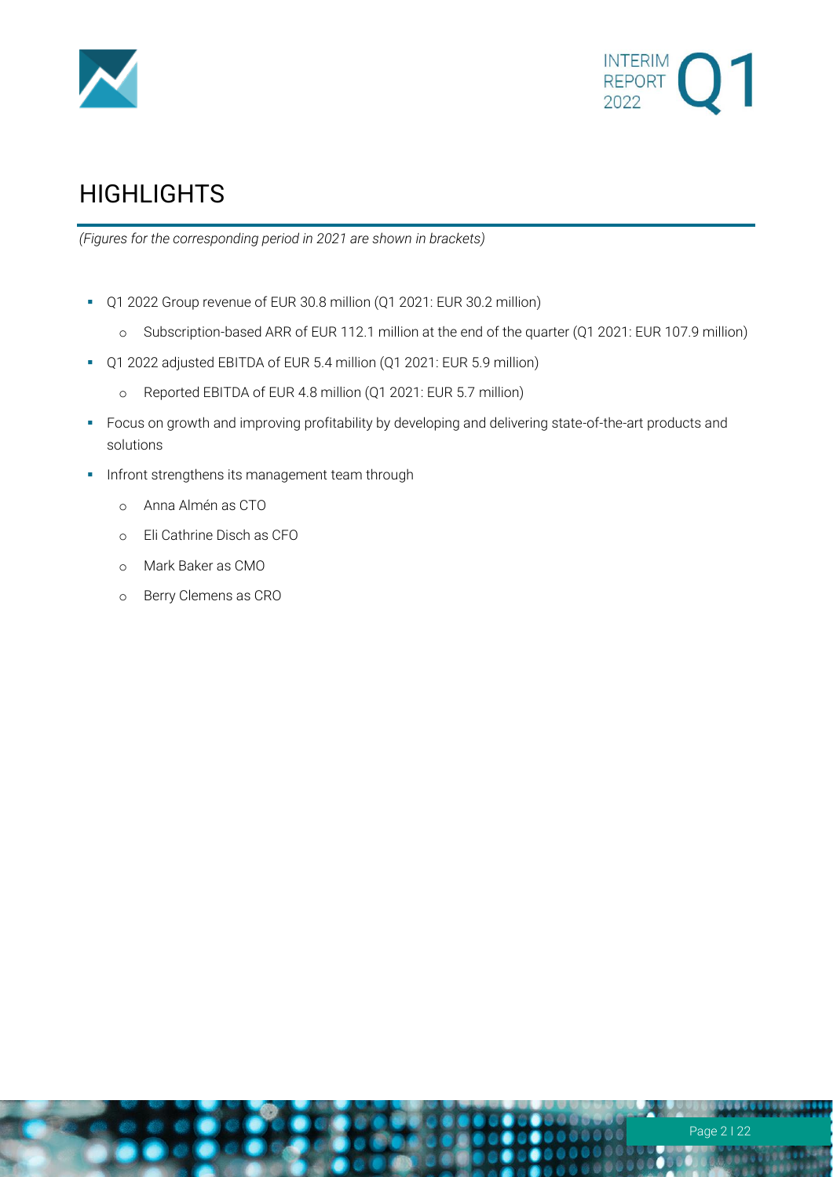# HIGHLIGHTS

*(Figures for the corresponding period in 2021 are shown in brackets)*

- Q1 2022 Group revenue of EUR 30.8 million (Q1 2021: EUR 30.2 million)
  - Subscription-based ARR of EUR 112.1 million at the end of the quarter (Q1 2021: EUR 107.9 million)
- Q1 2022 adjusted EBITDA of EUR 5.4 million (Q1 2021: EUR 5.9 million)
  - Reported EBITDA of EUR 4.8 million (Q1 2021: EUR 5.7 million)
- Focus on growth and improving profitability by developing and delivering state-of-the-art products and solutions
- Infront strengthens its management team through
  - Anna Almén as CTO
  - Eli Cathrine Disch as CFO
  - Mark Baker as CMO
  - Berry Clemens as CRO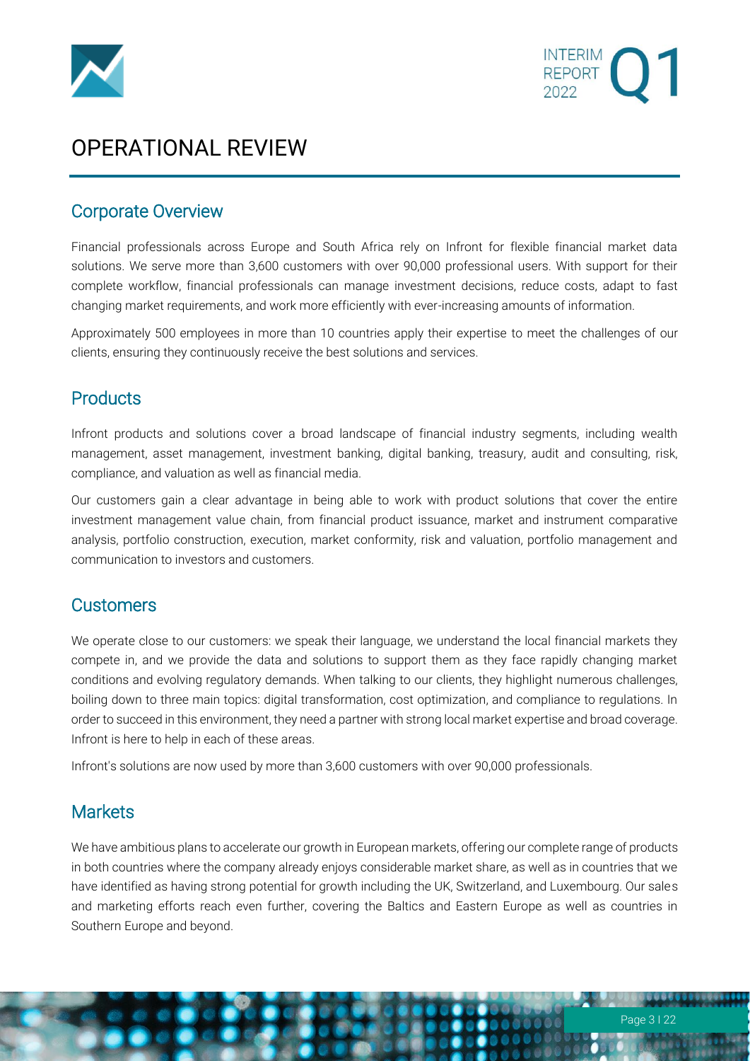# OPERATIONAL REVIEW

## Corporate Overview

Financial professionals across Europe and South Africa rely on Infront for flexible financial market data solutions. We serve more than 3,600 customers with over 90,000 professional users. With support for their complete workflow, financial professionals can manage investment decisions, reduce costs, adapt to fast changing market requirements, and work more efficiently with ever-increasing amounts of information.

Approximately 500 employees in more than 10 countries apply their expertise to meet the challenges of our clients, ensuring they continuously receive the best solutions and services.

## Products

Infront products and solutions cover a broad landscape of financial industry segments, including wealth management, asset management, investment banking, digital banking, treasury, audit and consulting, risk, compliance, and valuation as well as financial media.

Our customers gain a clear advantage in being able to work with product solutions that cover the entire investment management value chain, from financial product issuance, market and instrument comparative analysis, portfolio construction, execution, market conformity, risk and valuation, portfolio management and communication to investors and customers.

## Customers

We operate close to our customers: we speak their language, we understand the local financial markets they compete in, and we provide the data and solutions to support them as they face rapidly changing market conditions and evolving regulatory demands. When talking to our clients, they highlight numerous challenges, boiling down to three main topics: digital transformation, cost optimization, and compliance to regulations. In order to succeed in this environment, they need a partner with strong local market expertise and broad coverage. Infront is here to help in each of these areas.

Infront's solutions are now used by more than 3,600 customers with over 90,000 professionals.

## Markets

We have ambitious plans to accelerate our growth in European markets, offering our complete range of products in both countries where the company already enjoys considerable market share, as well as in countries that we have identified as having strong potential for growth including the UK, Switzerland, and Luxembourg. Our sales and marketing efforts reach even further, covering the Baltics and Eastern Europe as well as countries in Southern Europe and beyond.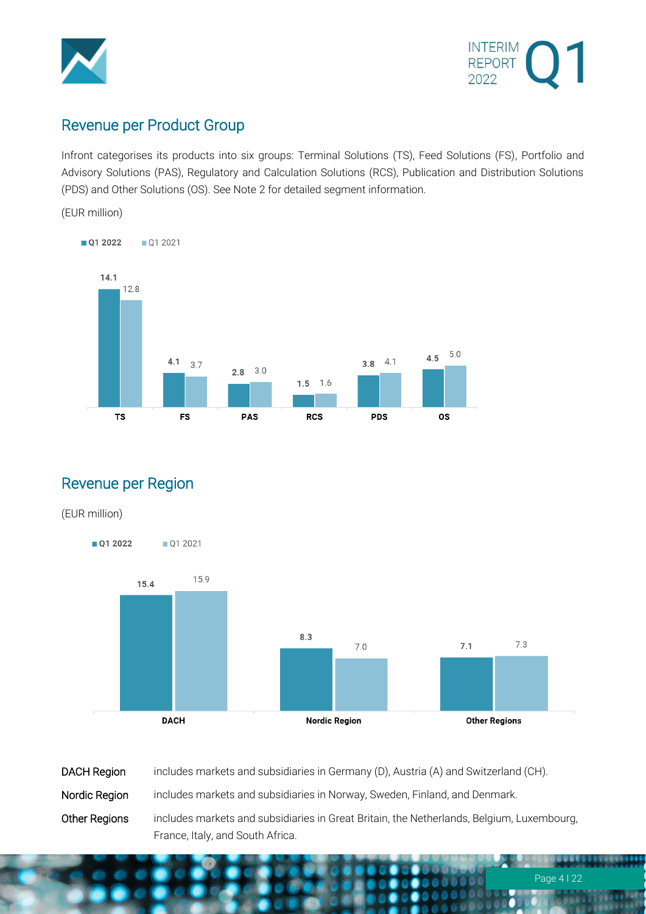## Revenue per Product Group

Infront categorises its products into six groups: Terminal Solutions (TS), Feed Solutions (FS), Portfolio and Advisory Solutions (PAS), Regulatory and Calculation Solutions (RCS), Publication and Distribution Solutions (PDS) and Other Solutions (OS). See Note 2 for detailed segment information.

(EUR million)

| | TS | FS | PAS | RCS | PDS | OS |
|---|---|---|---|---|---|---|
| **Q1 2022** | **14.1** | **4.1** | **2.8** | **1.5** | **3.8** | **4.5** |
| Q1 2021 | 12.8 | 3.7 | 3.0 | 1.6 | 4.1 | 5.0 |

## Revenue per Region

(EUR million)

| | DACH | Nordic Region | Other Regions |
|---|---|---|---|
| **Q1 2022** | **15.4** | **8.3** | **7.1** |
| Q1 2021 | 15.9 | 7.0 | 7.3 |

| | |
|---|---|
| DACH Region | includes markets and subsidiaries in Germany (D), Austria (A) and Switzerland (CH). |
| Nordic Region | includes markets and subsidiaries in Norway, Sweden, Finland, and Denmark. |
| Other Regions | includes markets and subsidiaries in Great Britain, the Netherlands, Belgium, Luxembourg, France, Italy, and South Africa. |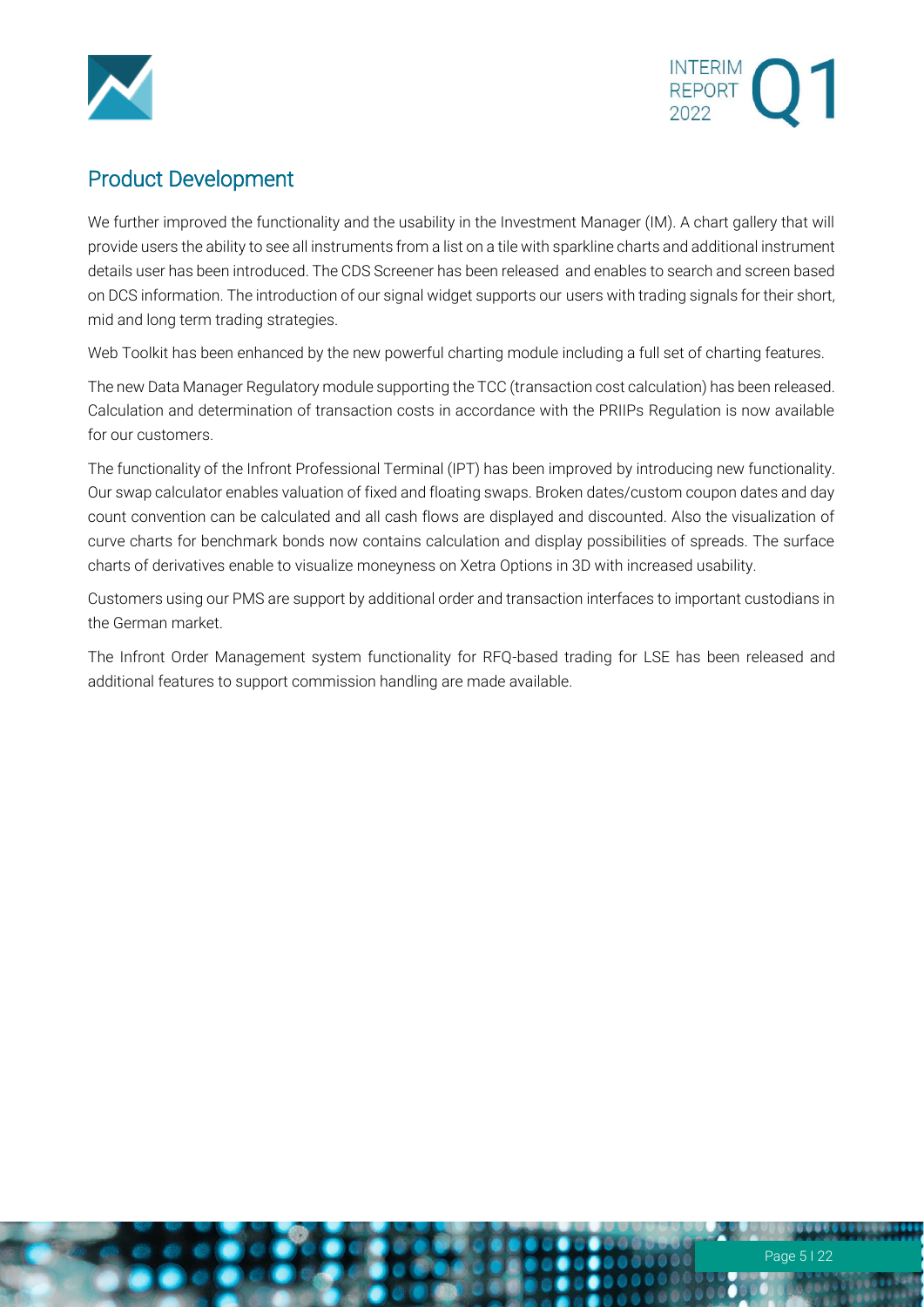## Product Development

We further improved the functionality and the usability in the Investment Manager (IM). A chart gallery that will provide users the ability to see all instruments from a list on a tile with sparkline charts and additional instrument details user has been introduced. The CDS Screener has been released and enables to search and screen based on DCS information. The introduction of our signal widget supports our users with trading signals for their short, mid and long term trading strategies.

Web Toolkit has been enhanced by the new powerful charting module including a full set of charting features.

The new Data Manager Regulatory module supporting the TCC (transaction cost calculation) has been released. Calculation and determination of transaction costs in accordance with the PRIIPs Regulation is now available for our customers.

The functionality of the Infront Professional Terminal (IPT) has been improved by introducing new functionality. Our swap calculator enables valuation of fixed and floating swaps. Broken dates/custom coupon dates and day count convention can be calculated and all cash flows are displayed and discounted. Also the visualization of curve charts for benchmark bonds now contains calculation and display possibilities of spreads. The surface charts of derivatives enable to visualize moneyness on Xetra Options in 3D with increased usability.

Customers using our PMS are support by additional order and transaction interfaces to important custodians in the German market.

The Infront Order Management system functionality for RFQ-based trading for LSE has been released and additional features to support commission handling are made available.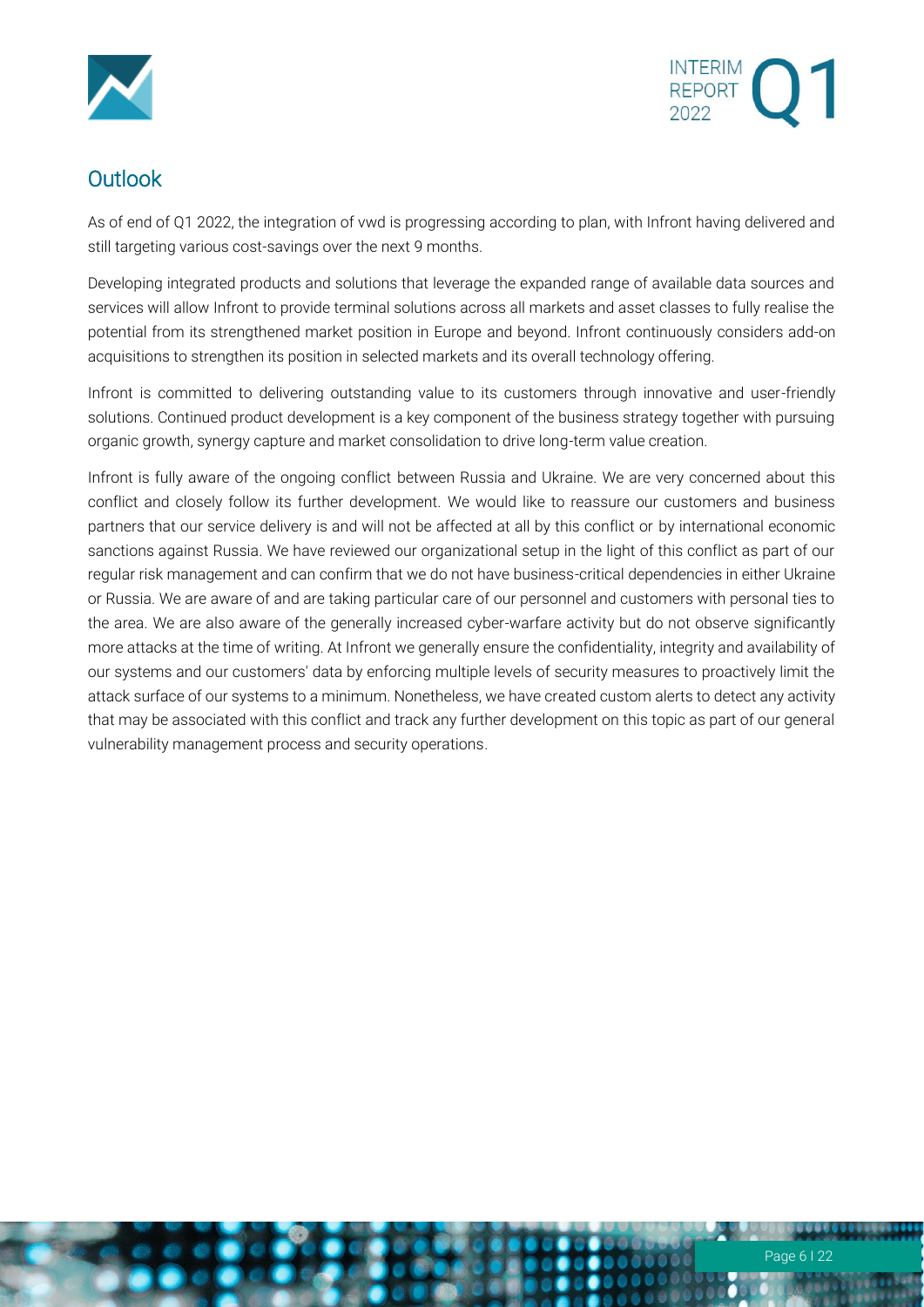## Outlook

As of end of Q1 2022, the integration of vwd is progressing according to plan, with Infront having delivered and still targeting various cost-savings over the next 9 months.

Developing integrated products and solutions that leverage the expanded range of available data sources and services will allow Infront to provide terminal solutions across all markets and asset classes to fully realise the potential from its strengthened market position in Europe and beyond. Infront continuously considers add-on acquisitions to strengthen its position in selected markets and its overall technology offering.

Infront is committed to delivering outstanding value to its customers through innovative and user-friendly solutions. Continued product development is a key component of the business strategy together with pursuing organic growth, synergy capture and market consolidation to drive long-term value creation.

Infront is fully aware of the ongoing conflict between Russia and Ukraine. We are very concerned about this conflict and closely follow its further development. We would like to reassure our customers and business partners that our service delivery is and will not be affected at all by this conflict or by international economic sanctions against Russia. We have reviewed our organizational setup in the light of this conflict as part of our regular risk management and can confirm that we do not have business-critical dependencies in either Ukraine or Russia. We are aware of and are taking particular care of our personnel and customers with personal ties to the area. We are also aware of the generally increased cyber-warfare activity but do not observe significantly more attacks at the time of writing. At Infront we generally ensure the confidentiality, integrity and availability of our systems and our customers' data by enforcing multiple levels of security measures to proactively limit the attack surface of our systems to a minimum. Nonetheless, we have created custom alerts to detect any activity that may be associated with this conflict and track any further development on this topic as part of our general vulnerability management process and security operations.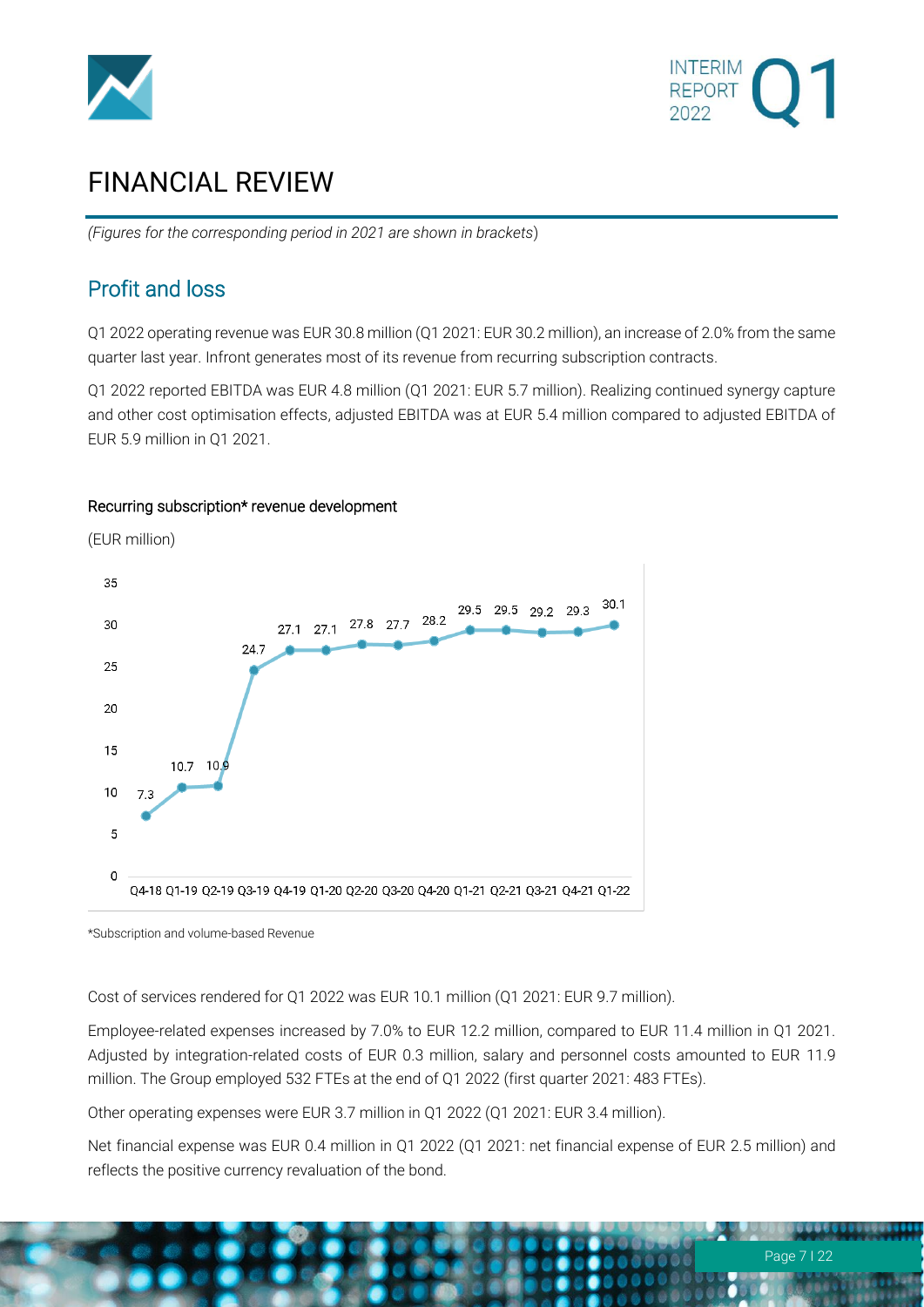# FINANCIAL REVIEW

*(Figures for the corresponding period in 2021 are shown in brackets)*

## Profit and loss

Q1 2022 operating revenue was EUR 30.8 million (Q1 2021: EUR 30.2 million), an increase of 2.0% from the same quarter last year. Infront generates most of its revenue from recurring subscription contracts.

Q1 2022 reported EBITDA was EUR 4.8 million (Q1 2021: EUR 5.7 million). Realizing continued synergy capture and other cost optimisation effects, adjusted EBITDA was at EUR 5.4 million compared to adjusted EBITDA of EUR 5.9 million in Q1 2021.

### Recurring subscription* revenue development

(EUR million)

| Q4-18 | Q1-19 | Q2-19 | Q3-19 | Q4-19 | Q1-20 | Q2-20 | Q3-20 | Q4-20 | Q1-21 | Q2-21 | Q3-21 | Q4-21 | Q1-22 |
|---|---|---|---|---|---|---|---|---|---|---|---|---|---|
| 7.3 | 10.7 | 10.9 | 24.7 | 27.1 | 27.1 | 27.8 | 27.7 | 28.2 | 29.5 | 29.5 | 29.2 | 29.3 | 30.1 |

*Subscription and volume-based Revenue

Cost of services rendered for Q1 2022 was EUR 10.1 million (Q1 2021: EUR 9.7 million).

Employee-related expenses increased by 7.0% to EUR 12.2 million, compared to EUR 11.4 million in Q1 2021. Adjusted by integration-related costs of EUR 0.3 million, salary and personnel costs amounted to EUR 11.9 million. The Group employed 532 FTEs at the end of Q1 2022 (first quarter 2021: 483 FTEs).

Other operating expenses were EUR 3.7 million in Q1 2022 (Q1 2021: EUR 3.4 million).

Net financial expense was EUR 0.4 million in Q1 2022 (Q1 2021: net financial expense of EUR 2.5 million) and reflects the positive currency revaluation of the bond.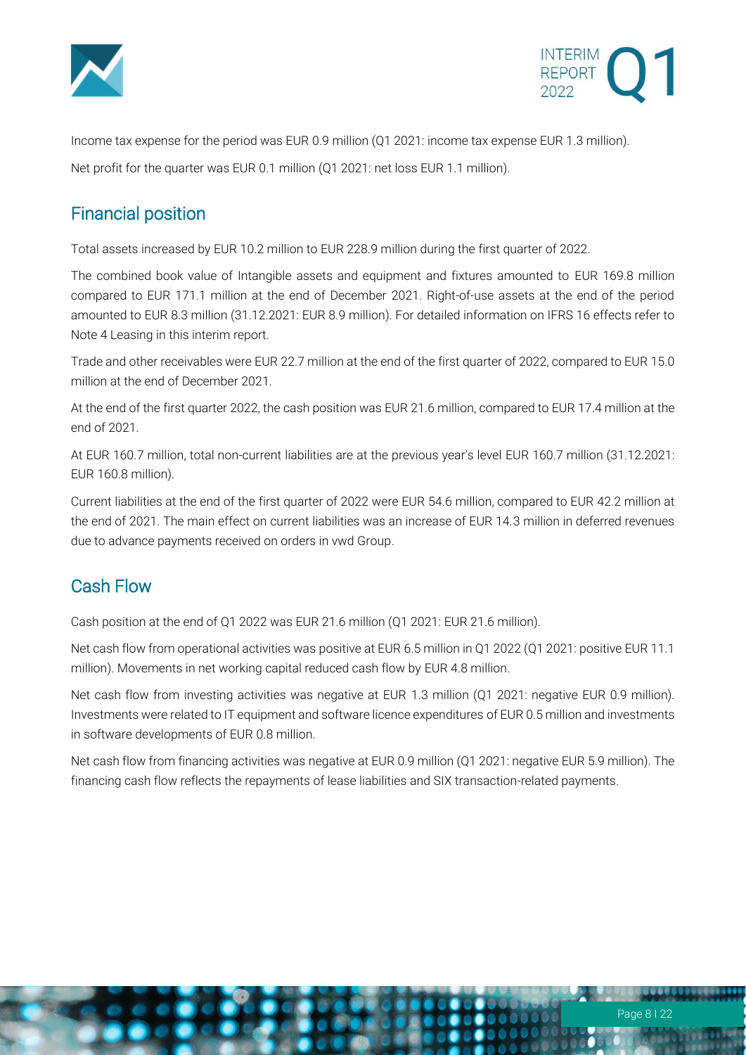Income tax expense for the period was EUR 0.9 million (Q1 2021: income tax expense EUR 1.3 million).

Net profit for the quarter was EUR 0.1 million (Q1 2021: net loss EUR 1.1 million).

## Financial position

Total assets increased by EUR 10.2 million to EUR 228.9 million during the first quarter of 2022.

The combined book value of Intangible assets and equipment and fixtures amounted to EUR 169.8 million compared to EUR 171.1 million at the end of December 2021. Right-of-use assets at the end of the period amounted to EUR 8.3 million (31.12.2021: EUR 8.9 million). For detailed information on IFRS 16 effects refer to Note 4 Leasing in this interim report.

Trade and other receivables were EUR 22.7 million at the end of the first quarter of 2022, compared to EUR 15.0 million at the end of December 2021.

At the end of the first quarter 2022, the cash position was EUR 21.6 million, compared to EUR 17.4 million at the end of 2021.

At EUR 160.7 million, total non-current liabilities are at the previous year's level EUR 160.7 million (31.12.2021: EUR 160.8 million).

Current liabilities at the end of the first quarter of 2022 were EUR 54.6 million, compared to EUR 42.2 million at the end of 2021. The main effect on current liabilities was an increase of EUR 14.3 million in deferred revenues due to advance payments received on orders in vwd Group.

## Cash Flow

Cash position at the end of Q1 2022 was EUR 21.6 million (Q1 2021: EUR 21.6 million).

Net cash flow from operational activities was positive at EUR 6.5 million in Q1 2022 (Q1 2021: positive EUR 11.1 million). Movements in net working capital reduced cash flow by EUR 4.8 million.

Net cash flow from investing activities was negative at EUR 1.3 million (Q1 2021: negative EUR 0.9 million). Investments were related to IT equipment and software licence expenditures of EUR 0.5 million and investments in software developments of EUR 0.8 million.

Net cash flow from financing activities was negative at EUR 0.9 million (Q1 2021: negative EUR 5.9 million). The financing cash flow reflects the repayments of lease liabilities and SIX transaction-related payments.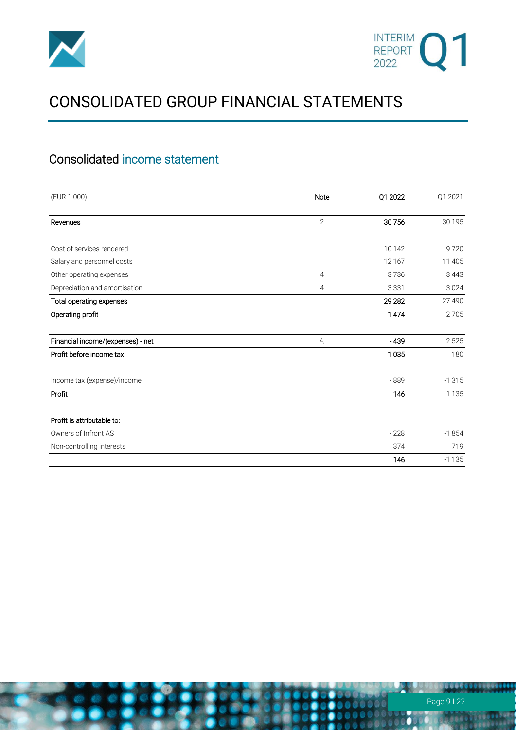# CONSOLIDATED GROUP FINANCIAL STATEMENTS

## Consolidated income statement

| (EUR 1.000) | Note | Q1 2022 | Q1 2021 |
|---|---|---|---|
| **Revenues** | 2 | **30 756** | 30 195 |
| | | | |
| Cost of services rendered | | 10 142 | 9 720 |
| Salary and personnel costs | | 12 167 | 11 405 |
| Other operating expenses | 4 | 3 736 | 3 443 |
| Depreciation and amortisation | 4 | 3 331 | 3 024 |
| **Total operating expenses** | | **29 282** | 27 490 |
| **Operating profit** | | **1 474** | 2 705 |
| | | | |
| **Financial income/(expenses) - net** | 4, | **- 439** | -2 525 |
| **Profit before income tax** | | **1 035** | 180 |
| | | | |
| Income tax (expense)/income | | - 889 | -1 315 |
| **Profit** | | **146** | -1 135 |
| | | | |
| **Profit is attributable to:** | | | |
| Owners of Infront AS | | - 228 | -1 854 |
| Non-controlling interests | | 374 | 719 |
| | | **146** | -1 135 |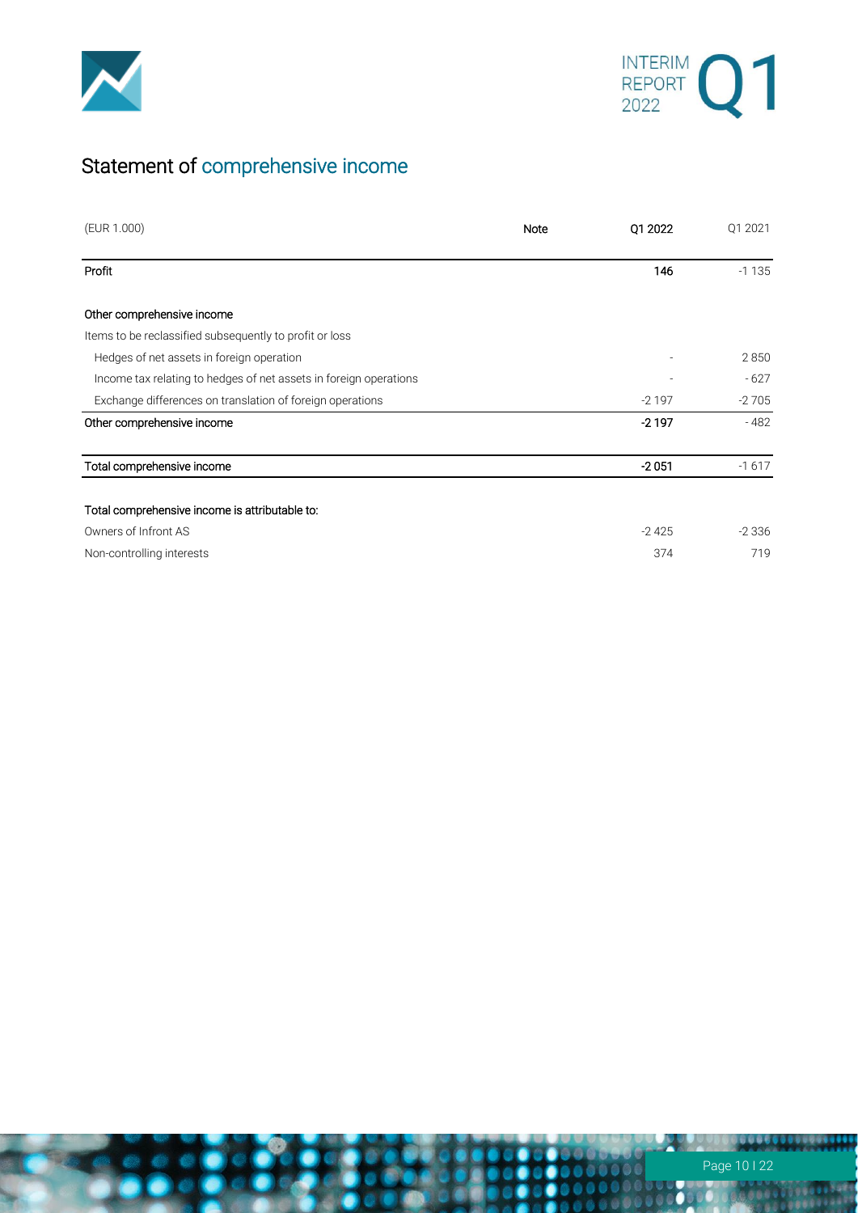# Statement of comprehensive income

| (EUR 1.000) | Note | Q1 2022 | Q1 2021 |
|---|---|---|---|
| **Profit** | | **146** | -1 135 |
| | | | |
| **Other comprehensive income** | | | |
| Items to be reclassified subsequently to profit or loss | | | |
| Hedges of net assets in foreign operation | | - | 2 850 |
| Income tax relating to hedges of net assets in foreign operations | | - | - 627 |
| Exchange differences on translation of foreign operations | | -2 197 | -2 705 |
| **Other comprehensive income** | | **-2 197** | - 482 |
| | | | |
| **Total comprehensive income** | | **-2 051** | -1 617 |
| | | | |
| **Total comprehensive income is attributable to:** | | | |
| Owners of Infront AS | | -2 425 | -2 336 |
| Non-controlling interests | | 374 | 719 |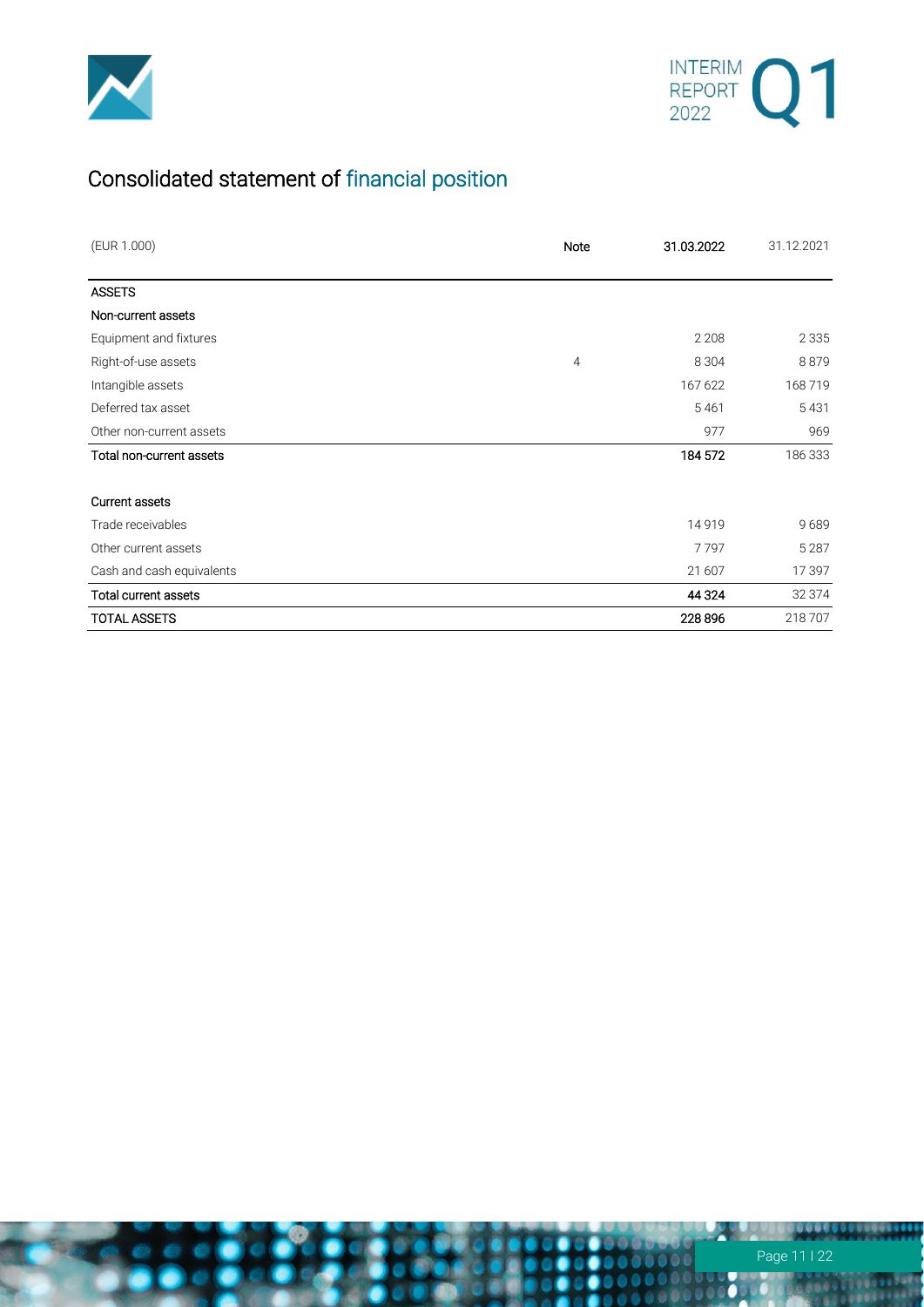# Consolidated statement of financial position

| (EUR 1.000) | Note | 31.03.2022 | 31.12.2021 |
|---|---|---|---|
| **ASSETS** | | | |
| **Non-current assets** | | | |
| Equipment and fixtures | | 2 208 | 2 335 |
| Right-of-use assets | 4 | 8 304 | 8 879 |
| Intangible assets | | 167 622 | 168 719 |
| Deferred tax asset | | 5 461 | 5 431 |
| Other non-current assets | | 977 | 969 |
| **Total non-current assets** | | **184 572** | 186 333 |
| | | | |
| **Current assets** | | | |
| Trade receivables | | 14 919 | 9 689 |
| Other current assets | | 7 797 | 5 287 |
| Cash and cash equivalents | | 21 607 | 17 397 |
| **Total current assets** | | **44 324** | 32 374 |
| **TOTAL ASSETS** | | **228 896** | 218 707 |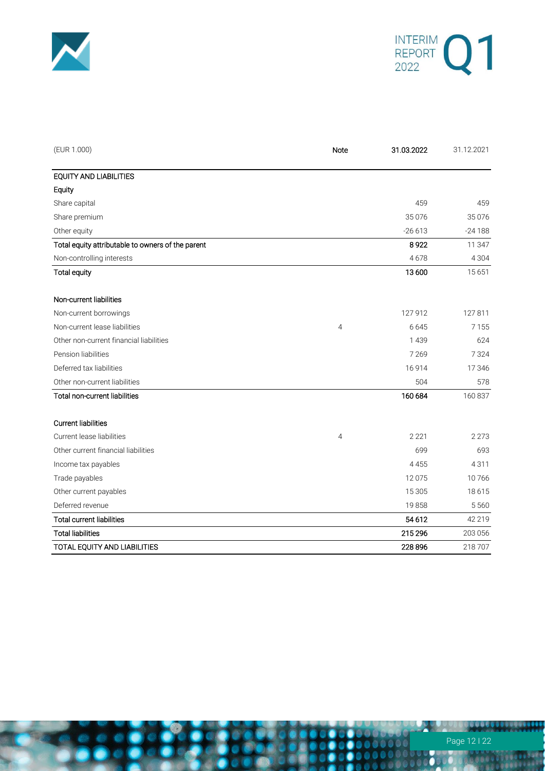| (EUR 1.000) | Note | 31.03.2022 | 31.12.2021 |
|---|---|---|---|
| **EQUITY AND LIABILITIES** | | | |
| **Equity** | | | |
| Share capital | | 459 | 459 |
| Share premium | | 35 076 | 35 076 |
| Other equity | | -26 613 | -24 188 |
| **Total equity attributable to owners of the parent** | | **8 922** | 11 347 |
| Non-controlling interests | | 4 678 | 4 304 |
| **Total equity** | | **13 600** | 15 651 |
| | | | |
| **Non-current liabilities** | | | |
| Non-current borrowings | | 127 912 | 127 811 |
| Non-current lease liabilities | 4 | 6 645 | 7 155 |
| Other non-current financial liabilities | | 1 439 | 624 |
| Pension liabilities | | 7 269 | 7 324 |
| Deferred tax liabilities | | 16 914 | 17 346 |
| Other non-current liabilities | | 504 | 578 |
| **Total non-current liabilities** | | **160 684** | 160 837 |
| | | | |
| **Current liabilities** | | | |
| Current lease liabilities | 4 | 2 221 | 2 273 |
| Other current financial liabilities | | 699 | 693 |
| Income tax payables | | 4 455 | 4 311 |
| Trade payables | | 12 075 | 10 766 |
| Other current payables | | 15 305 | 18 615 |
| Deferred revenue | | 19 858 | 5 560 |
| **Total current liabilities** | | **54 612** | 42 219 |
| **Total liabilities** | | **215 296** | 203 056 |
| **TOTAL EQUITY AND LIABILITIES** | | **228 896** | 218 707 |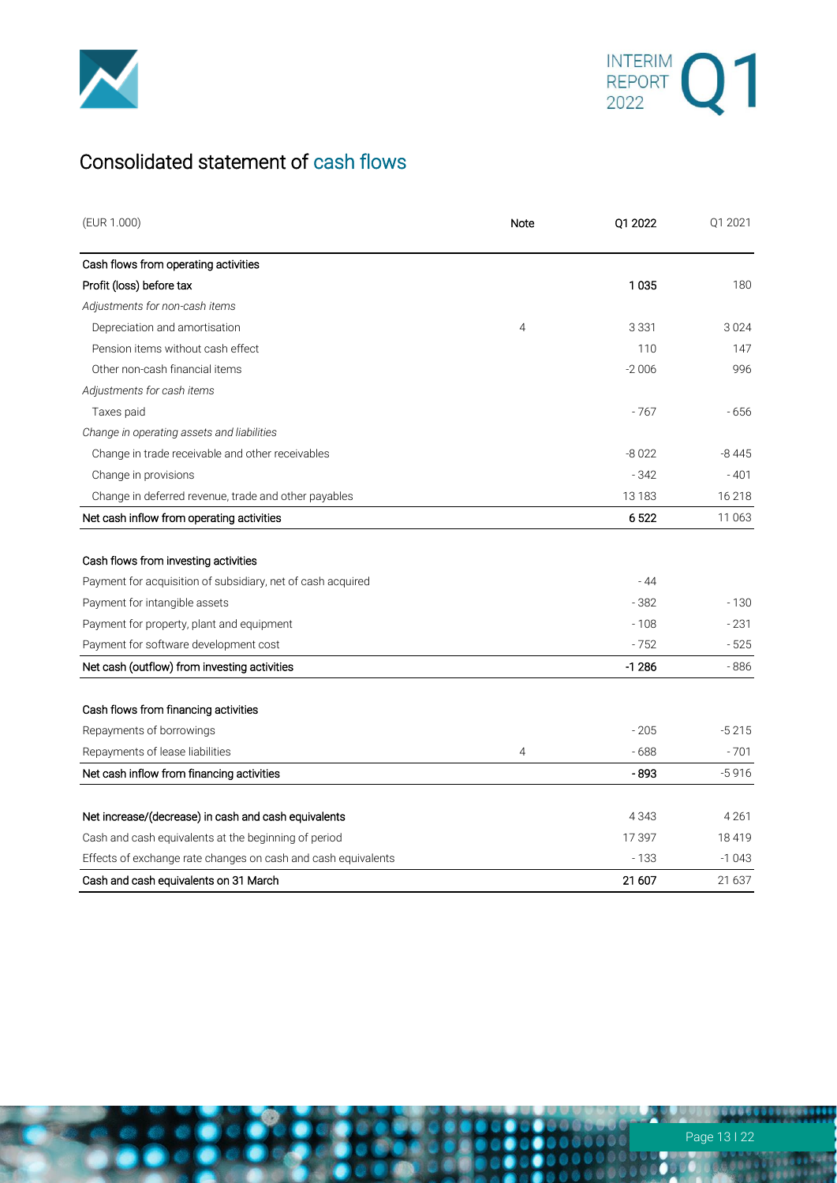# Consolidated statement of cash flows

| (EUR 1.000) | Note | Q1 2022 | Q1 2021 |
|---|---|---|---|
| **Cash flows from operating activities** | | | |
| Profit (loss) before tax | | **1 035** | 180 |
| *Adjustments for non-cash items* | | | |
| Depreciation and amortisation | 4 | 3 331 | 3 024 |
| Pension items without cash effect | | 110 | 147 |
| Other non-cash financial items | | -2 006 | 996 |
| *Adjustments for cash items* | | | |
| Taxes paid | | - 767 | - 656 |
| *Change in operating assets and liabilities* | | | |
| Change in trade receivable and other receivables | | -8 022 | -8 445 |
| Change in provisions | | - 342 | - 401 |
| Change in deferred revenue, trade and other payables | | 13 183 | 16 218 |
| **Net cash inflow from operating activities** | | **6 522** | 11 063 |
| | | | |
| **Cash flows from investing activities** | | | |
| Payment for acquisition of subsidiary, net of cash acquired | | - 44 | |
| Payment for intangible assets | | - 382 | - 130 |
| Payment for property, plant and equipment | | - 108 | - 231 |
| Payment for software development cost | | - 752 | - 525 |
| **Net cash (outflow) from investing activities** | | **-1 286** | - 886 |
| | | | |
| **Cash flows from financing activities** | | | |
| Repayments of borrowings | | - 205 | -5 215 |
| Repayments of lease liabilities | 4 | - 688 | - 701 |
| **Net cash inflow from financing activities** | | **- 893** | -5 916 |
| | | | |
| **Net increase/(decrease) in cash and cash equivalents** | | 4 343 | 4 261 |
| Cash and cash equivalents at the beginning of period | | 17 397 | 18 419 |
| Effects of exchange rate changes on cash and cash equivalents | | - 133 | -1 043 |
| **Cash and cash equivalents on 31 March** | | **21 607** | 21 637 |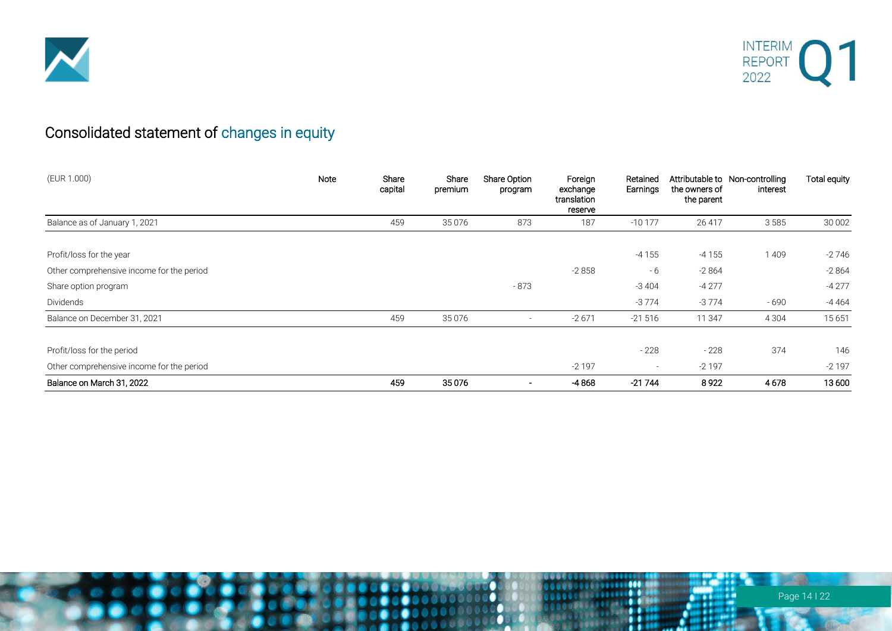## Consolidated statement of changes in equity

| (EUR 1.000) | Note | Share capital | Share premium | Share Option program | Foreign exchange translation reserve | Retained Earnings | Attributable to the owners of the parent | Non-controlling interest | Total equity |
|---|---|---|---|---|---|---|---|---|---|
| Balance as of January 1, 2021 | | 459 | 35 076 | 873 | 187 | -10 177 | 26 417 | 3 585 | 30 002 |
| | | | | | | | | | |
| Profit/loss for the year | | | | | | -4 155 | -4 155 | 1 409 | -2 746 |
| Other comprehensive income for the period | | | | | -2 858 | - 6 | -2 864 | | -2 864 |
| Share option program | | | | - 873 | | -3 404 | -4 277 | | -4 277 |
| Dividends | | | | | | -3 774 | -3 774 | - 690 | -4 464 |
| Balance on December 31, 2021 | | 459 | 35 076 | - | -2 671 | -21 516 | 11 347 | 4 304 | 15 651 |
| | | | | | | | | | |
| Profit/loss for the period | | | | | | - 228 | - 228 | 374 | 146 |
| Other comprehensive income for the period | | | | | -2 197 | - | -2 197 | | -2 197 |
| **Balance on March 31, 2022** | | **459** | **35 076** | **-** | **-4 868** | **-21 744** | **8 922** | **4 678** | **13 600** |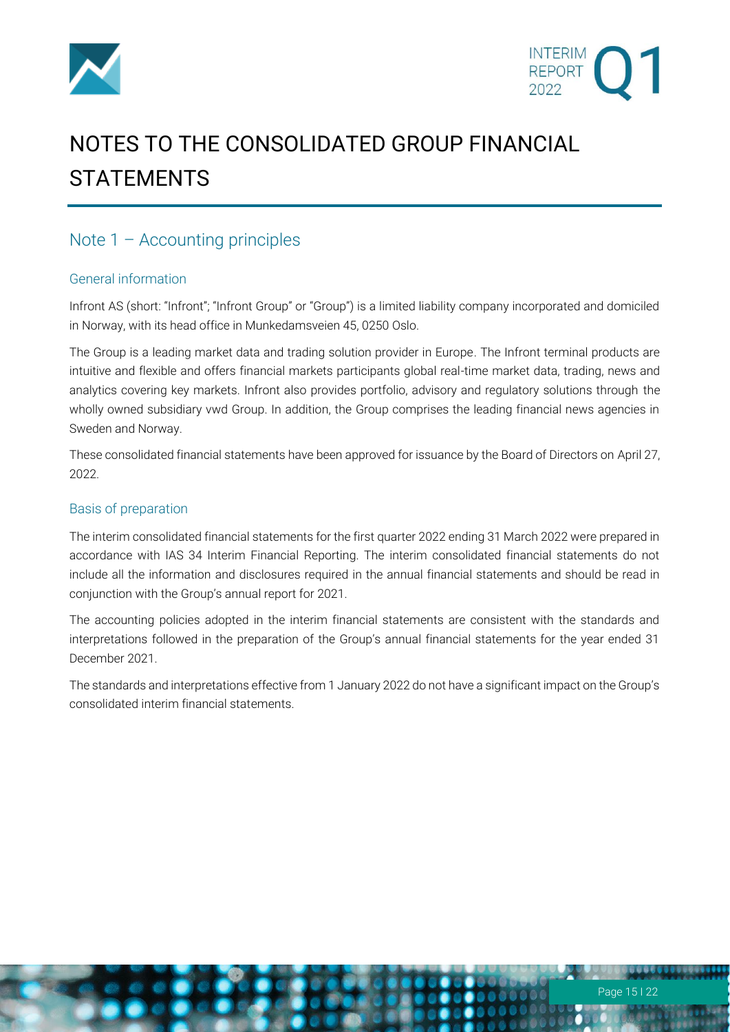# NOTES TO THE CONSOLIDATED GROUP FINANCIAL STATEMENTS

## Note 1 – Accounting principles

### General information

Infront AS (short: "Infront"; "Infront Group" or "Group") is a limited liability company incorporated and domiciled in Norway, with its head office in Munkedamsveien 45, 0250 Oslo.

The Group is a leading market data and trading solution provider in Europe. The Infront terminal products are intuitive and flexible and offers financial markets participants global real-time market data, trading, news and analytics covering key markets. Infront also provides portfolio, advisory and regulatory solutions through the wholly owned subsidiary vwd Group. In addition, the Group comprises the leading financial news agencies in Sweden and Norway.

These consolidated financial statements have been approved for issuance by the Board of Directors on April 27, 2022.

### Basis of preparation

The interim consolidated financial statements for the first quarter 2022 ending 31 March 2022 were prepared in accordance with IAS 34 Interim Financial Reporting. The interim consolidated financial statements do not include all the information and disclosures required in the annual financial statements and should be read in conjunction with the Group's annual report for 2021.

The accounting policies adopted in the interim financial statements are consistent with the standards and interpretations followed in the preparation of the Group's annual financial statements for the year ended 31 December 2021.

The standards and interpretations effective from 1 January 2022 do not have a significant impact on the Group's consolidated interim financial statements.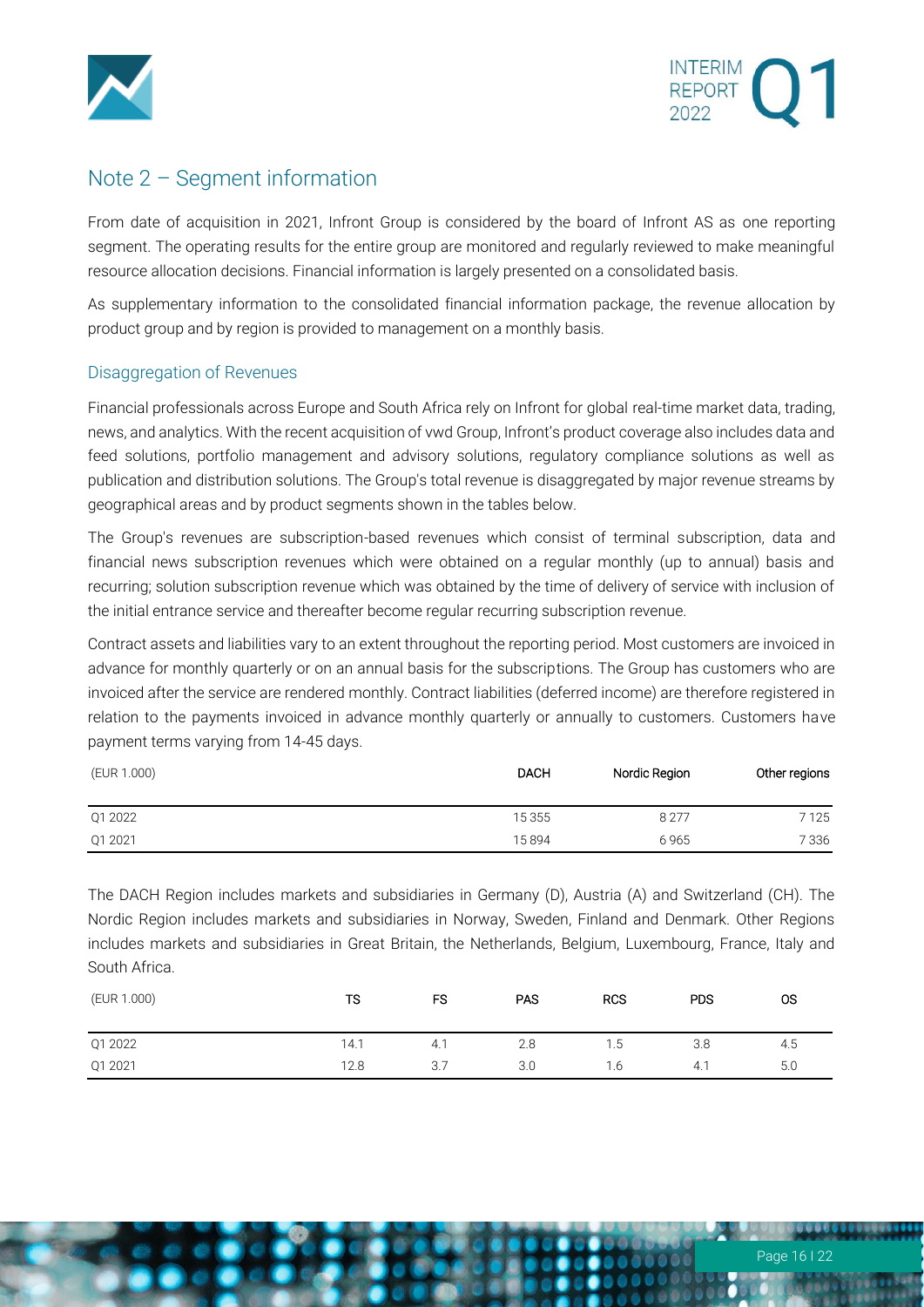## Note 2 – Segment information

From date of acquisition in 2021, Infront Group is considered by the board of Infront AS as one reporting segment. The operating results for the entire group are monitored and regularly reviewed to make meaningful resource allocation decisions. Financial information is largely presented on a consolidated basis.

As supplementary information to the consolidated financial information package, the revenue allocation by product group and by region is provided to management on a monthly basis.

### Disaggregation of Revenues

Financial professionals across Europe and South Africa rely on Infront for global real-time market data, trading, news, and analytics. With the recent acquisition of vwd Group, Infront's product coverage also includes data and feed solutions, portfolio management and advisory solutions, regulatory compliance solutions as well as publication and distribution solutions. The Group's total revenue is disaggregated by major revenue streams by geographical areas and by product segments shown in the tables below.

The Group's revenues are subscription-based revenues which consist of terminal subscription, data and financial news subscription revenues which were obtained on a regular monthly (up to annual) basis and recurring; solution subscription revenue which was obtained by the time of delivery of service with inclusion of the initial entrance service and thereafter become regular recurring subscription revenue.

Contract assets and liabilities vary to an extent throughout the reporting period. Most customers are invoiced in advance for monthly quarterly or on an annual basis for the subscriptions. The Group has customers who are invoiced after the service are rendered monthly. Contract liabilities (deferred income) are therefore registered in relation to the payments invoiced in advance monthly quarterly or annually to customers. Customers have payment terms varying from 14-45 days.

| (EUR 1.000) | DACH | Nordic Region | Other regions |
|---|---|---|---|
| Q1 2022 | 15 355 | 8 277 | 7 125 |
| Q1 2021 | 15 894 | 6 965 | 7 336 |

The DACH Region includes markets and subsidiaries in Germany (D), Austria (A) and Switzerland (CH). The Nordic Region includes markets and subsidiaries in Norway, Sweden, Finland and Denmark. Other Regions includes markets and subsidiaries in Great Britain, the Netherlands, Belgium, Luxembourg, France, Italy and South Africa.

| (EUR 1.000) | TS | FS | PAS | RCS | PDS | OS |
|---|---|---|---|---|---|---|
| Q1 2022 | 14.1 | 4.1 | 2.8 | 1.5 | 3.8 | 4.5 |
| Q1 2021 | 12.8 | 3.7 | 3.0 | 1.6 | 4.1 | 5.0 |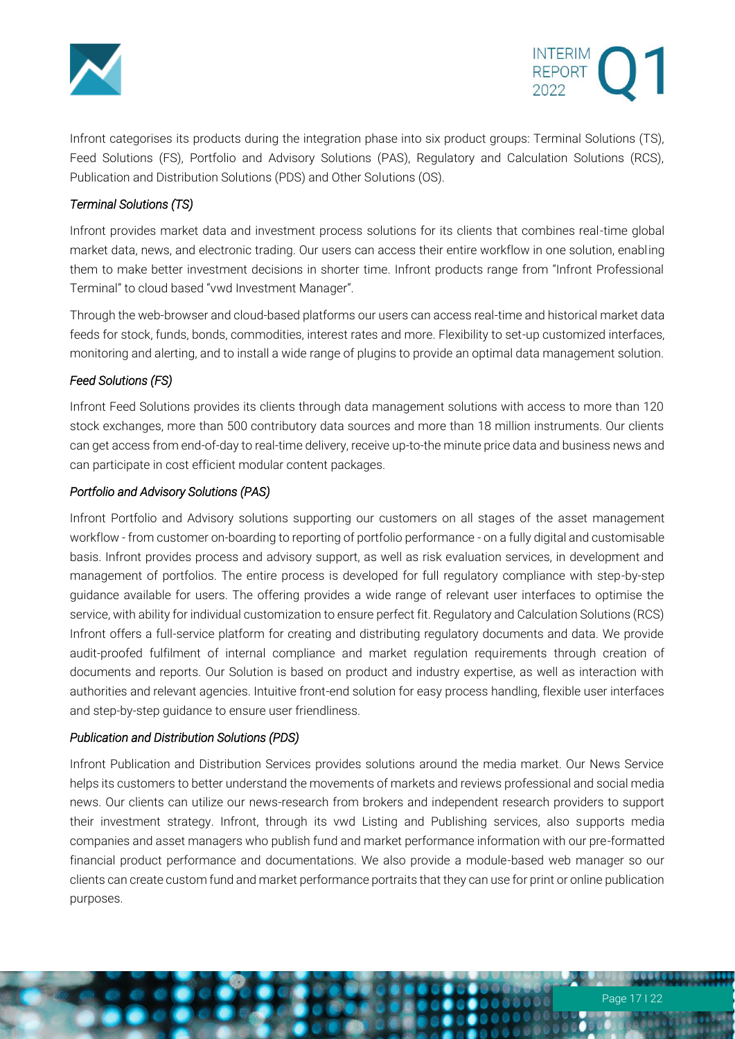Infront categorises its products during the integration phase into six product groups: Terminal Solutions (TS), Feed Solutions (FS), Portfolio and Advisory Solutions (PAS), Regulatory and Calculation Solutions (RCS), Publication and Distribution Solutions (PDS) and Other Solutions (OS).

*Terminal Solutions (TS)*

Infront provides market data and investment process solutions for its clients that combines real-time global market data, news, and electronic trading. Our users can access their entire workflow in one solution, enabling them to make better investment decisions in shorter time. Infront products range from "Infront Professional Terminal" to cloud based "vwd Investment Manager".

Through the web-browser and cloud-based platforms our users can access real-time and historical market data feeds for stock, funds, bonds, commodities, interest rates and more. Flexibility to set-up customized interfaces, monitoring and alerting, and to install a wide range of plugins to provide an optimal data management solution.

*Feed Solutions (FS)*

Infront Feed Solutions provides its clients through data management solutions with access to more than 120 stock exchanges, more than 500 contributory data sources and more than 18 million instruments. Our clients can get access from end-of-day to real-time delivery, receive up-to-the minute price data and business news and can participate in cost efficient modular content packages.

*Portfolio and Advisory Solutions (PAS)*

Infront Portfolio and Advisory solutions supporting our customers on all stages of the asset management workflow - from customer on-boarding to reporting of portfolio performance - on a fully digital and customisable basis. Infront provides process and advisory support, as well as risk evaluation services, in development and management of portfolios. The entire process is developed for full regulatory compliance with step-by-step guidance available for users. The offering provides a wide range of relevant user interfaces to optimise the service, with ability for individual customization to ensure perfect fit. Regulatory and Calculation Solutions (RCS) Infront offers a full-service platform for creating and distributing regulatory documents and data. We provide audit-proofed fulfilment of internal compliance and market regulation requirements through creation of documents and reports. Our Solution is based on product and industry expertise, as well as interaction with authorities and relevant agencies. Intuitive front-end solution for easy process handling, flexible user interfaces and step-by-step guidance to ensure user friendliness.

*Publication and Distribution Solutions (PDS)*

Infront Publication and Distribution Services provides solutions around the media market. Our News Service helps its customers to better understand the movements of markets and reviews professional and social media news. Our clients can utilize our news-research from brokers and independent research providers to support their investment strategy. Infront, through its vwd Listing and Publishing services, also supports media companies and asset managers who publish fund and market performance information with our pre-formatted financial product performance and documentations. We also provide a module-based web manager so our clients can create custom fund and market performance portraits that they can use for print or online publication purposes.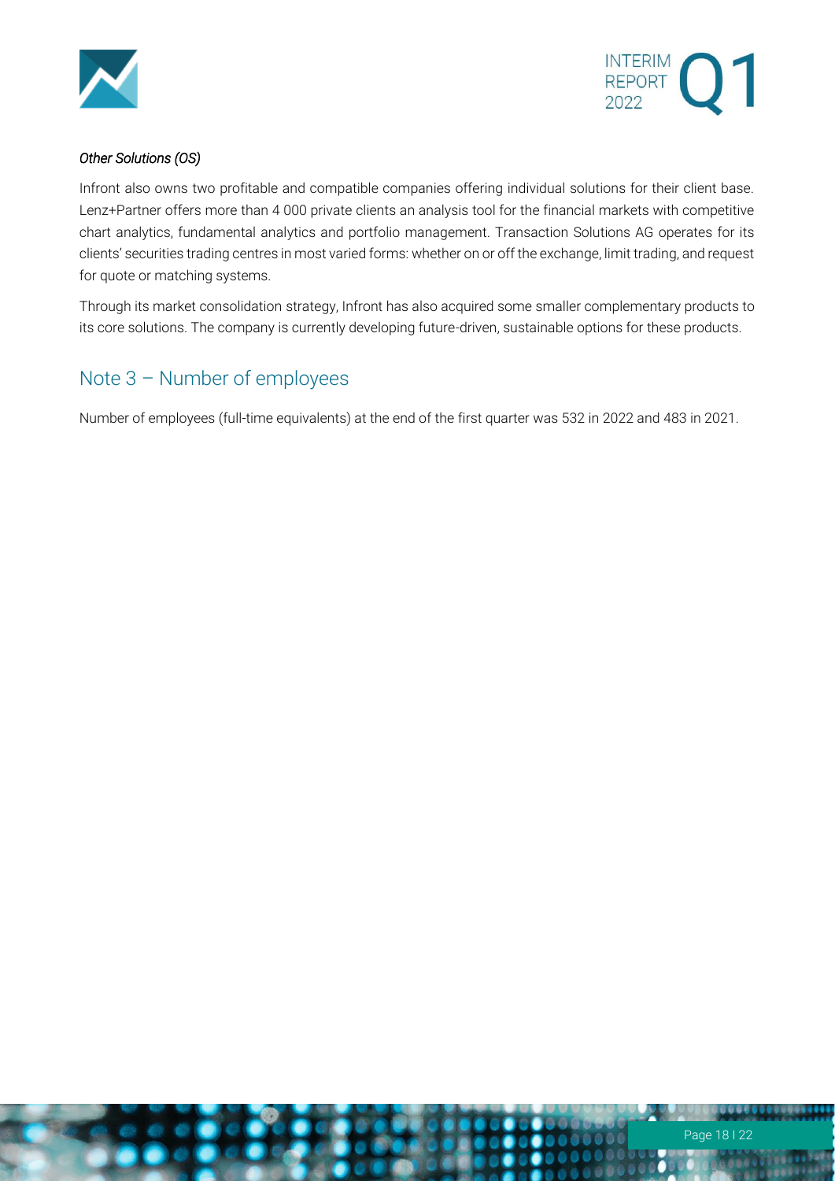*Other Solutions (OS)*

Infront also owns two profitable and compatible companies offering individual solutions for their client base. Lenz+Partner offers more than 4 000 private clients an analysis tool for the financial markets with competitive chart analytics, fundamental analytics and portfolio management. Transaction Solutions AG operates for its clients' securities trading centres in most varied forms: whether on or off the exchange, limit trading, and request for quote or matching systems.

Through its market consolidation strategy, Infront has also acquired some smaller complementary products to its core solutions. The company is currently developing future-driven, sustainable options for these products.

## Note 3 – Number of employees

Number of employees (full-time equivalents) at the end of the first quarter was 532 in 2022 and 483 in 2021.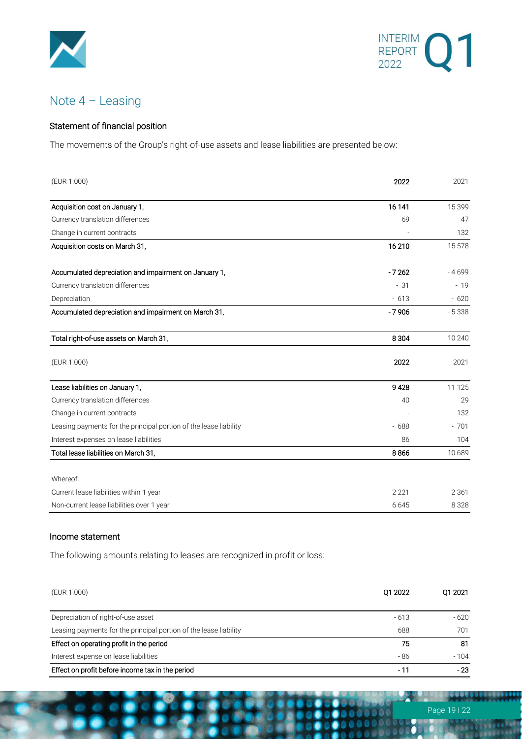## Note 4 – Leasing

### Statement of financial position

The movements of the Group's right-of-use assets and lease liabilities are presented below:

| (EUR 1.000) | 2022 | 2021 |
|---|---|---|
| Acquisition cost on January 1, | 16 141 | 15 399 |
| Currency translation differences | 69 | 47 |
| Change in current contracts | - | 132 |
| Acquisition costs on March 31, | 16 210 | 15 578 |
| | | |
| Accumulated depreciation and impairment on January 1, | - 7 262 | - 4 699 |
| Currency translation differences | - 31 | - 19 |
| Depreciation | - 613 | - 620 |
| Accumulated depreciation and impairment on March 31, | - 7 906 | - 5 338 |
| | | |
| Total right-of-use assets on March 31, | 8 304 | 10 240 |

| (EUR 1.000) | 2022 | 2021 |
|---|---|---|
| Lease liabilities on January 1, | 9 428 | 11 125 |
| Currency translation differences | 40 | 29 |
| Change in current contracts | - | 132 |
| Leasing payments for the principal portion of the lease liability | - 688 | - 701 |
| Interest expenses on lease liabilities | 86 | 104 |
| Total lease liabilities on March 31, | 8 866 | 10 689 |
| | | |
| Whereof: | | |
| Current lease liabilities within 1 year | 2 221 | 2 361 |
| Non-current lease liabilities over 1 year | 6 645 | 8 328 |

### Income statement

The following amounts relating to leases are recognized in profit or loss:

| (EUR 1.000) | Q1 2022 | Q1 2021 |
|---|---|---|
| Depreciation of right-of-use asset | - 613 | - 620 |
| Leasing payments for the principal portion of the lease liability | 688 | 701 |
| Effect on operating profit in the period | 75 | 81 |
| Interest expense on lease liabilities | - 86 | - 104 |
| Effect on profit before income tax in the period | - 11 | - 23 |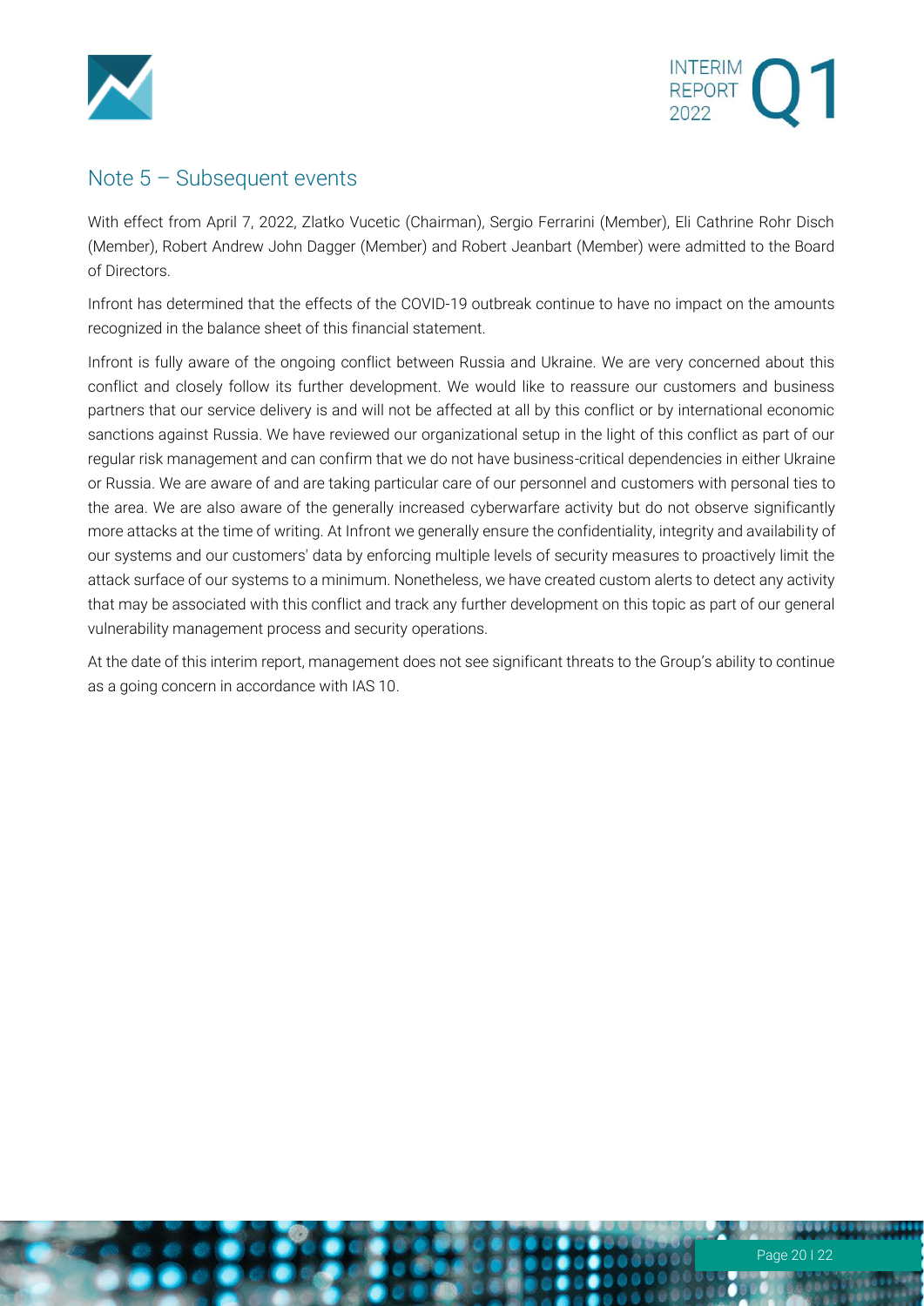## Note 5 – Subsequent events

With effect from April 7, 2022, Zlatko Vucetic (Chairman), Sergio Ferrarini (Member), Eli Cathrine Rohr Disch (Member), Robert Andrew John Dagger (Member) and Robert Jeanbart (Member) were admitted to the Board of Directors.

Infront has determined that the effects of the COVID-19 outbreak continue to have no impact on the amounts recognized in the balance sheet of this financial statement.

Infront is fully aware of the ongoing conflict between Russia and Ukraine. We are very concerned about this conflict and closely follow its further development. We would like to reassure our customers and business partners that our service delivery is and will not be affected at all by this conflict or by international economic sanctions against Russia. We have reviewed our organizational setup in the light of this conflict as part of our regular risk management and can confirm that we do not have business-critical dependencies in either Ukraine or Russia. We are aware of and are taking particular care of our personnel and customers with personal ties to the area. We are also aware of the generally increased cyberwarfare activity but do not observe significantly more attacks at the time of writing. At Infront we generally ensure the confidentiality, integrity and availability of our systems and our customers' data by enforcing multiple levels of security measures to proactively limit the attack surface of our systems to a minimum. Nonetheless, we have created custom alerts to detect any activity that may be associated with this conflict and track any further development on this topic as part of our general vulnerability management process and security operations.

At the date of this interim report, management does not see significant threats to the Group's ability to continue as a going concern in accordance with IAS 10.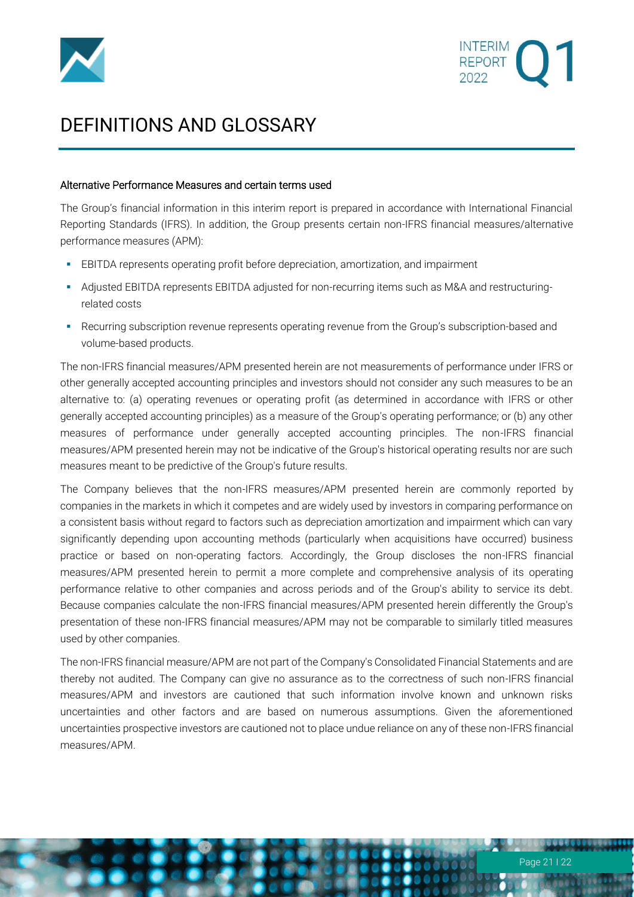# DEFINITIONS AND GLOSSARY

## Alternative Performance Measures and certain terms used

The Group's financial information in this interim report is prepared in accordance with International Financial Reporting Standards (IFRS). In addition, the Group presents certain non-IFRS financial measures/alternative performance measures (APM):

- EBITDA represents operating profit before depreciation, amortization, and impairment
- Adjusted EBITDA represents EBITDA adjusted for non-recurring items such as M&A and restructuring-related costs
- Recurring subscription revenue represents operating revenue from the Group's subscription-based and volume-based products.

The non-IFRS financial measures/APM presented herein are not measurements of performance under IFRS or other generally accepted accounting principles and investors should not consider any such measures to be an alternative to: (a) operating revenues or operating profit (as determined in accordance with IFRS or other generally accepted accounting principles) as a measure of the Group's operating performance; or (b) any other measures of performance under generally accepted accounting principles. The non-IFRS financial measures/APM presented herein may not be indicative of the Group's historical operating results nor are such measures meant to be predictive of the Group's future results.

The Company believes that the non-IFRS measures/APM presented herein are commonly reported by companies in the markets in which it competes and are widely used by investors in comparing performance on a consistent basis without regard to factors such as depreciation amortization and impairment which can vary significantly depending upon accounting methods (particularly when acquisitions have occurred) business practice or based on non-operating factors. Accordingly, the Group discloses the non-IFRS financial measures/APM presented herein to permit a more complete and comprehensive analysis of its operating performance relative to other companies and across periods and of the Group's ability to service its debt. Because companies calculate the non-IFRS financial measures/APM presented herein differently the Group's presentation of these non-IFRS financial measures/APM may not be comparable to similarly titled measures used by other companies.

The non-IFRS financial measure/APM are not part of the Company's Consolidated Financial Statements and are thereby not audited. The Company can give no assurance as to the correctness of such non-IFRS financial measures/APM and investors are cautioned that such information involve known and unknown risks uncertainties and other factors and are based on numerous assumptions. Given the aforementioned uncertainties prospective investors are cautioned not to place undue reliance on any of these non-IFRS financial measures/APM.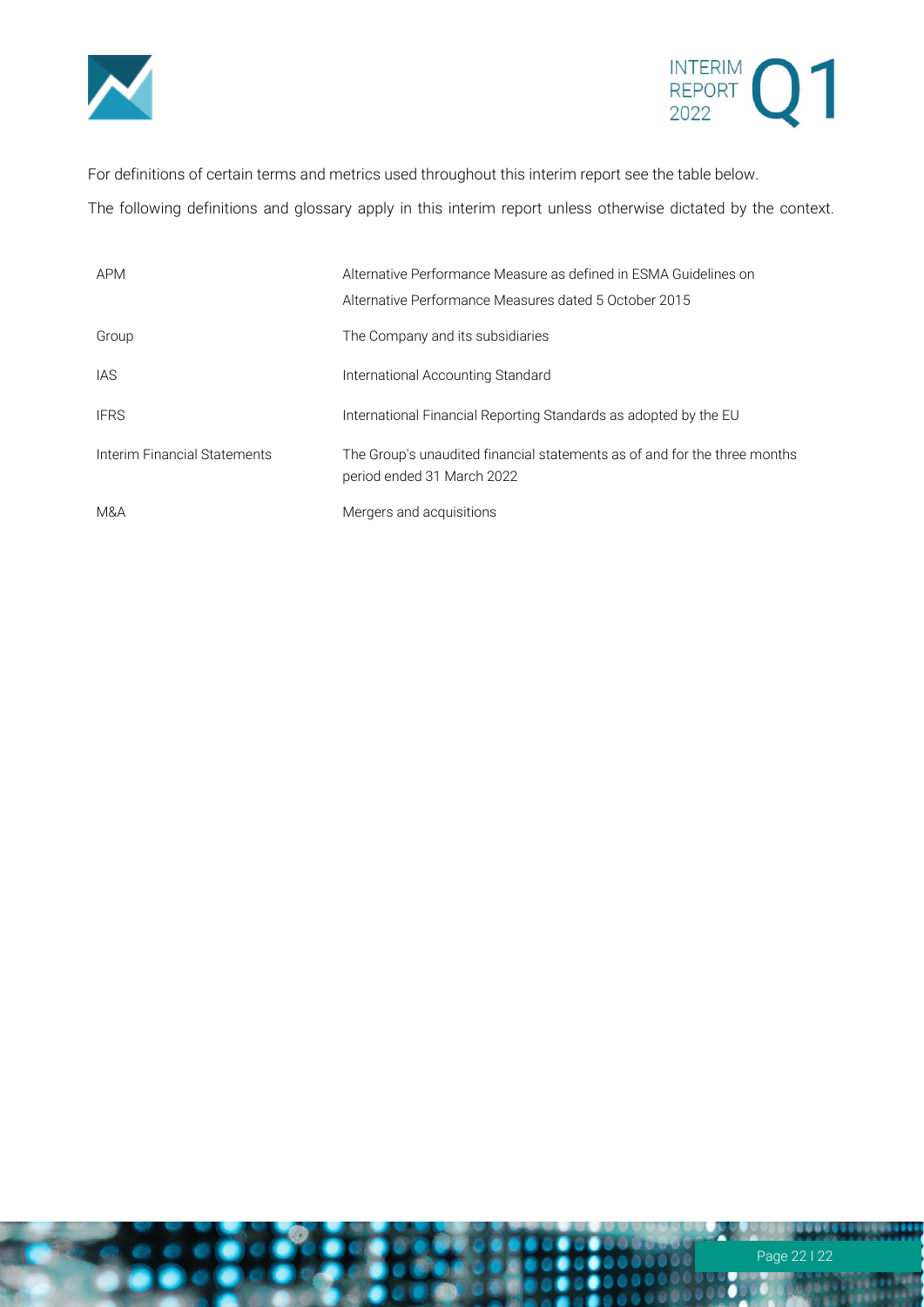For definitions of certain terms and metrics used throughout this interim report see the table below.

The following definitions and glossary apply in this interim report unless otherwise dictated by the context.

| | |
|---|---|
| APM | Alternative Performance Measure as defined in ESMA Guidelines on Alternative Performance Measures dated 5 October 2015 |
| Group | The Company and its subsidiaries |
| IAS | International Accounting Standard |
| IFRS | International Financial Reporting Standards as adopted by the EU |
| Interim Financial Statements | The Group's unaudited financial statements as of and for the three months period ended 31 March 2022 |
| M&A | Mergers and acquisitions |